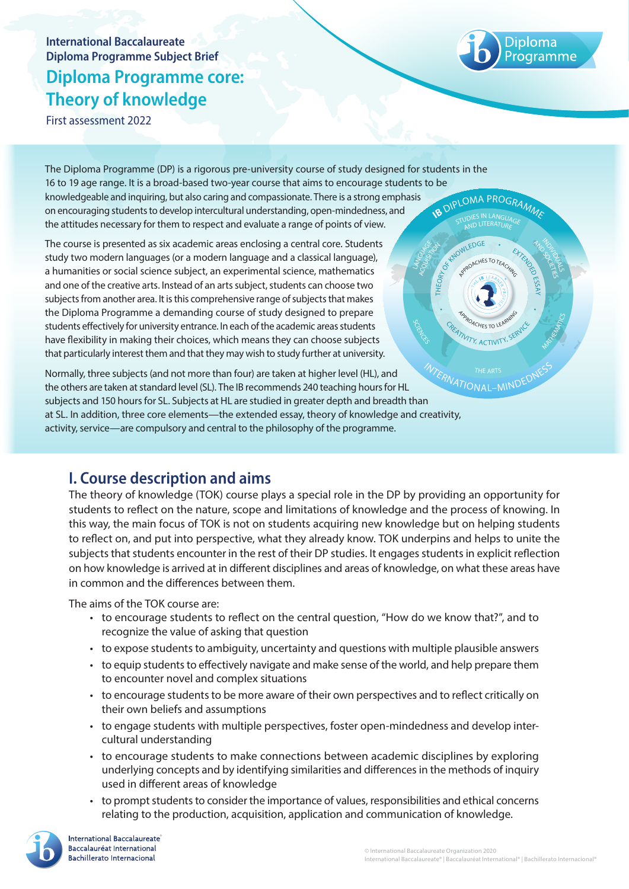International Baccalaureate
Diploma Programme Subject Brief

# Diploma Programme core: Theory of knowledge

First assessment 2022

The Diploma Programme (DP) is a rigorous pre-university course of study designed for students in the 16 to 19 age range. It is a broad-based two-year course that aims to encourage students to be knowledgeable and inquiring, but also caring and compassionate. There is a strong emphasis on encouraging students to develop intercultural understanding, open-mindedness, and the attitudes necessary for them to respect and evaluate a range of points of view.

The course is presented as six academic areas enclosing a central core. Students study two modern languages (or a modern language and a classical language), a humanities or social science subject, an experimental science, mathematics and one of the creative arts. Instead of an arts subject, students can choose two subjects from another area. It is this comprehensive range of subjects that makes the Diploma Programme a demanding course of study designed to prepare students effectively for university entrance. In each of the academic areas students have flexibility in making their choices, which means they can choose subjects that particularly interest them and that they may wish to study further at university.

Normally, three subjects (and not more than four) are taken at higher level (HL), and the others are taken at standard level (SL). The IB recommends 240 teaching hours for HL subjects and 150 hours for SL. Subjects at HL are studied in greater depth and breadth than at SL. In addition, three core elements—the extended essay, theory of knowledge and creativity, activity, service—are compulsory and central to the philosophy of the programme.

## I. Course description and aims

The theory of knowledge (TOK) course plays a special role in the DP by providing an opportunity for students to reflect on the nature, scope and limitations of knowledge and the process of knowing. In this way, the main focus of TOK is not on students acquiring new knowledge but on helping students to reflect on, and put into perspective, what they already know. TOK underpins and helps to unite the subjects that students encounter in the rest of their DP studies. It engages students in explicit reflection on how knowledge is arrived at in different disciplines and areas of knowledge, on what these areas have in common and the differences between them.

The aims of the TOK course are:

- to encourage students to reflect on the central question, "How do we know that?", and to recognize the value of asking that question
- to expose students to ambiguity, uncertainty and questions with multiple plausible answers
- to equip students to effectively navigate and make sense of the world, and help prepare them to encounter novel and complex situations
- to encourage students to be more aware of their own perspectives and to reflect critically on their own beliefs and assumptions
- to engage students with multiple perspectives, foster open-mindedness and develop intercultural understanding
- to encourage students to make connections between academic disciplines by exploring underlying concepts and by identifying similarities and differences in the methods of inquiry used in different areas of knowledge
- to prompt students to consider the importance of values, responsibilities and ethical concerns relating to the production, acquisition, application and communication of knowledge.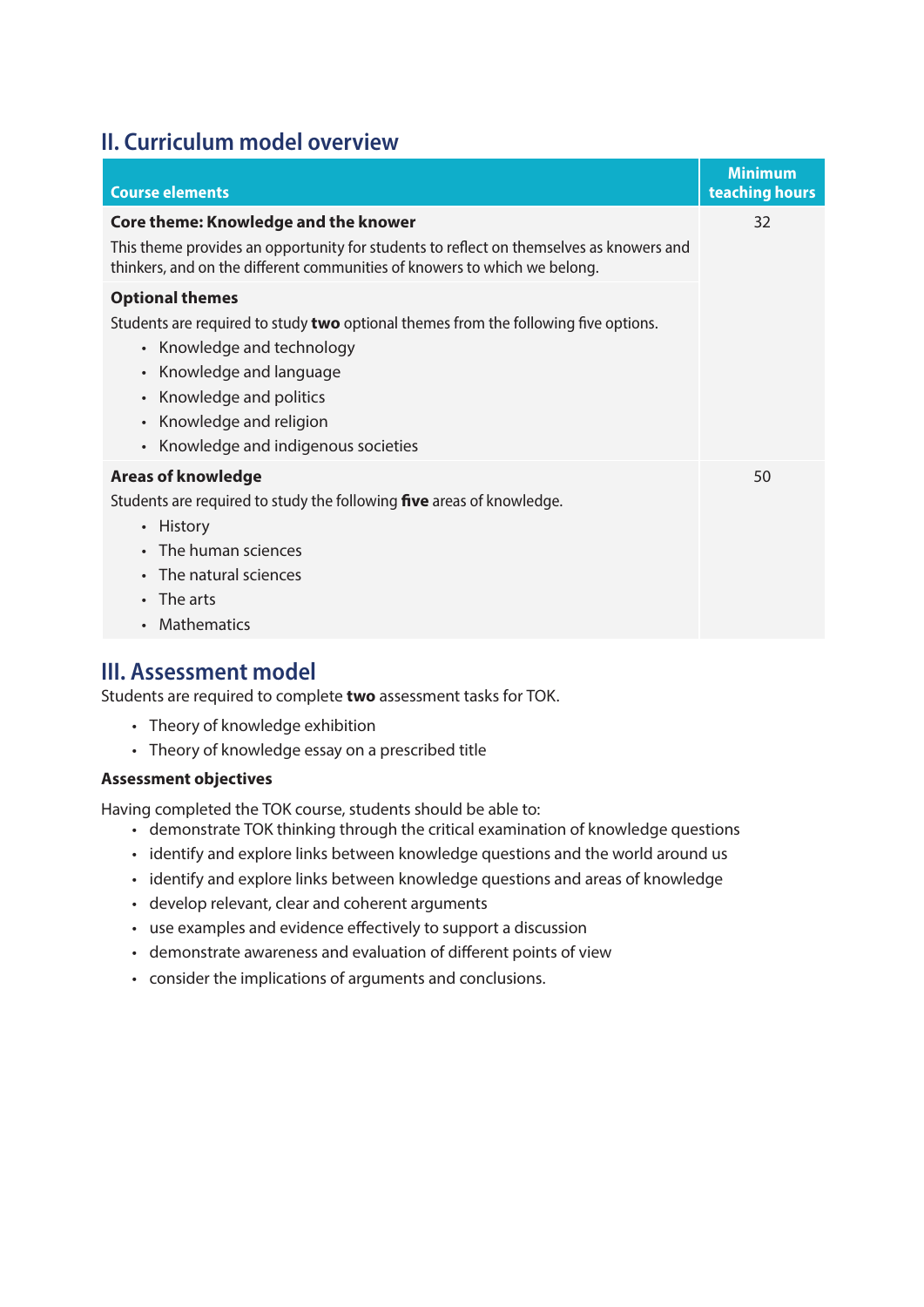## II. Curriculum model overview

| Course elements | Minimum teaching hours |
|---|---|
| **Core theme: Knowledge and the knower**<br>This theme provides an opportunity for students to reflect on themselves as knowers and thinkers, and on the different communities of knowers to which we belong. | 32 |
| **Optional themes**<br>Students are required to study **two** optional themes from the following five options.<br>• Knowledge and technology<br>• Knowledge and language<br>• Knowledge and politics<br>• Knowledge and religion<br>• Knowledge and indigenous societies | |
| **Areas of knowledge**<br>Students are required to study the following **five** areas of knowledge.<br>• History<br>• The human sciences<br>• The natural sciences<br>• The arts<br>• Mathematics | 50 |

## III. Assessment model

Students are required to complete **two** assessment tasks for TOK.

- Theory of knowledge exhibition
- Theory of knowledge essay on a prescribed title

**Assessment objectives**

Having completed the TOK course, students should be able to:

- demonstrate TOK thinking through the critical examination of knowledge questions
- identify and explore links between knowledge questions and the world around us
- identify and explore links between knowledge questions and areas of knowledge
- develop relevant, clear and coherent arguments
- use examples and evidence effectively to support a discussion
- demonstrate awareness and evaluation of different points of view
- consider the implications of arguments and conclusions.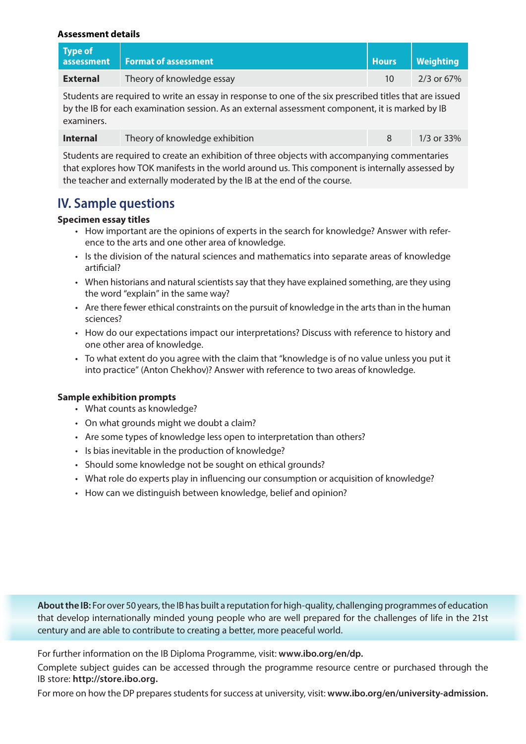**Assessment details**

| Type of assessment | Format of assessment | Hours | Weighting |
|---|---|---|---|
| **External** | Theory of knowledge essay | 10 | 2/3 or 67% |
| Students are required to write an essay in response to one of the six prescribed titles that are issued by the IB for each examination session. As an external assessment component, it is marked by IB examiners. | | | |
| **Internal** | Theory of knowledge exhibition | 8 | 1/3 or 33% |
| Students are required to create an exhibition of three objects with accompanying commentaries that explores how TOK manifests in the world around us. This component is internally assessed by the teacher and externally moderated by the IB at the end of the course. | | | |

## IV. Sample questions

**Specimen essay titles**

- How important are the opinions of experts in the search for knowledge? Answer with reference to the arts and one other area of knowledge.
- Is the division of the natural sciences and mathematics into separate areas of knowledge artificial?
- When historians and natural scientists say that they have explained something, are they using the word "explain" in the same way?
- Are there fewer ethical constraints on the pursuit of knowledge in the arts than in the human sciences?
- How do our expectations impact our interpretations? Discuss with reference to history and one other area of knowledge.
- To what extent do you agree with the claim that "knowledge is of no value unless you put it into practice" (Anton Chekhov)? Answer with reference to two areas of knowledge.

**Sample exhibition prompts**

- What counts as knowledge?
- On what grounds might we doubt a claim?
- Are some types of knowledge less open to interpretation than others?
- Is bias inevitable in the production of knowledge?
- Should some knowledge not be sought on ethical grounds?
- What role do experts play in influencing our consumption or acquisition of knowledge?
- How can we distinguish between knowledge, belief and opinion?

**About the IB:** For over 50 years, the IB has built a reputation for high-quality, challenging programmes of education that develop internationally minded young people who are well prepared for the challenges of life in the 21st century and are able to contribute to creating a better, more peaceful world.

For further information on the IB Diploma Programme, visit: **www.ibo.org/en/dp.**

Complete subject guides can be accessed through the programme resource centre or purchased through the IB store: **http://store.ibo.org.**

For more on how the DP prepares students for success at university, visit: **www.ibo.org/en/university-admission.**